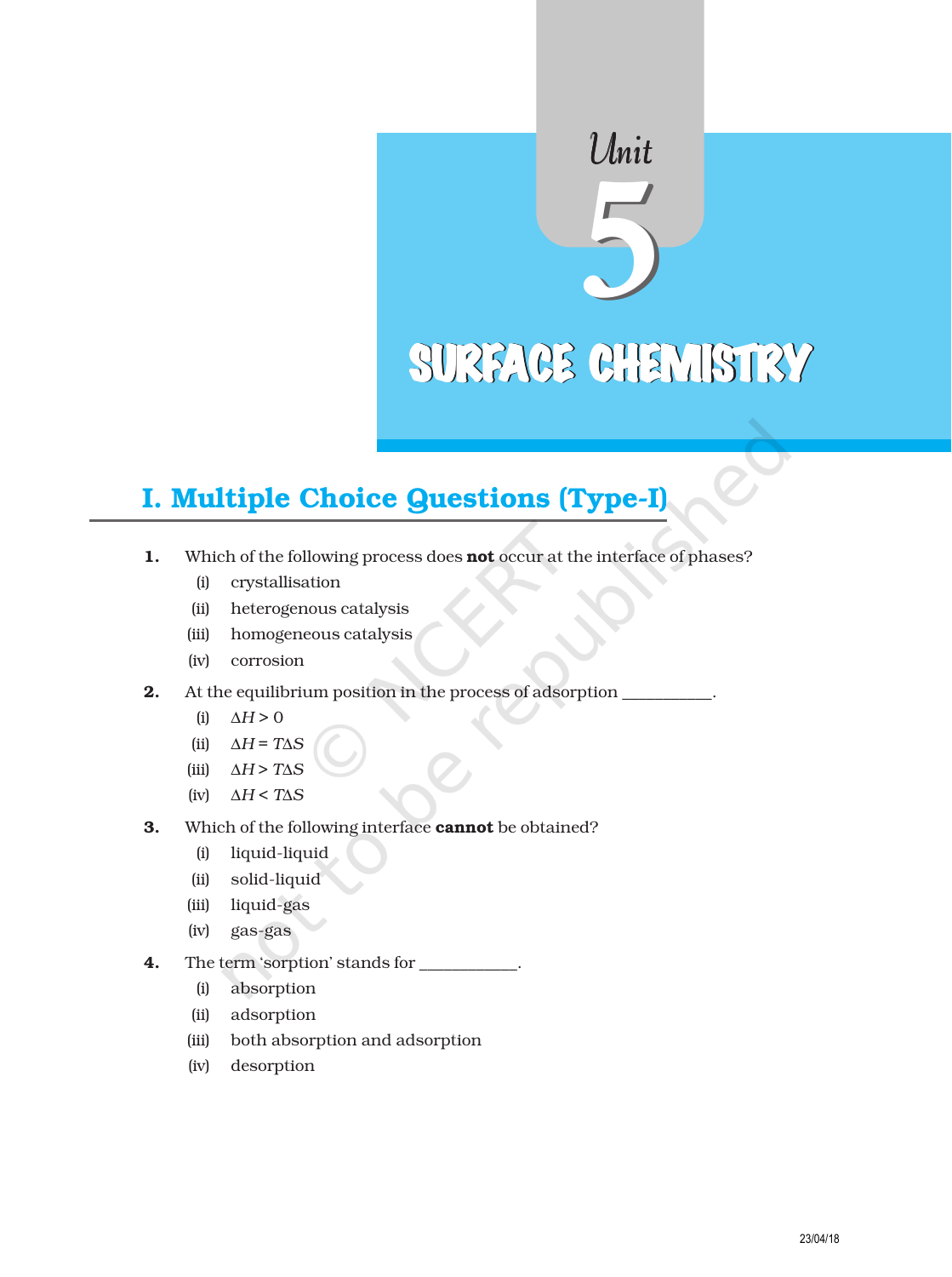# Unit 5

# SURFACE CHEMISTRY

## I. Multiple Choice Questions (Type-I)

**1.** Which of the following process does **not** occur at the interface of phases?

(i) crystallisation

(ii) heterogenous catalysis

(iii) homogeneous catalysis

(iv) corrosion

**2.** At the equilibrium position in the process of adsorption __________.

(i) $\Delta H > 0$

(ii) $\Delta H = T\Delta S$

(iii) $\Delta H > T\Delta S$

(iv) $\Delta H < T\Delta S$

**3.** Which of the following interface **cannot** be obtained?

(i) liquid-liquid

(ii) solid-liquid

(iii) liquid-gas

(iv) gas-gas

**4.** The term 'sorption' stands for ___________.

(i) absorption

(ii) adsorption

(iii) both absorption and adsorption

(iv) desorption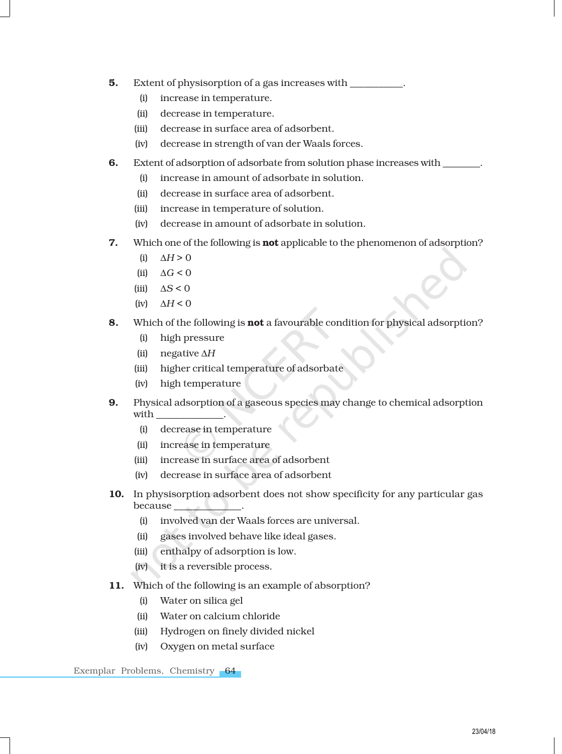**5.** Extent of physisorption of a gas increases with ___________.

(i) increase in temperature.

(ii) decrease in temperature.

(iii) decrease in surface area of adsorbent.

(iv) decrease in strength of van der Waals forces.

**6.** Extent of adsorption of adsorbate from solution phase increases with ________.

(i) increase in amount of adsorbate in solution.

(ii) decrease in surface area of adsorbent.

(iii) increase in temperature of solution.

(iv) decrease in amount of adsorbate in solution.

**7.** Which one of the following is **not** applicable to the phenomenon of adsorption?

(i) $\Delta H > 0$

(ii) $\Delta G < 0$

(iii) $\Delta S < 0$

(iv) $\Delta H < 0$

**8.** Which of the following is **not** a favourable condition for physical adsorption?

(i) high pressure

(ii) negative $\Delta H$

(iii) higher critical temperature of adsorbate

(iv) high temperature

**9.** Physical adsorption of a gaseous species may change to chemical adsorption with ______________.

(i) decrease in temperature

(ii) increase in temperature

(iii) increase in surface area of adsorbent

(iv) decrease in surface area of adsorbent

**10.** In physisorption adsorbent does not show specificity for any particular gas because ______________.

(i) involved van der Waals forces are universal.

(ii) gases involved behave like ideal gases.

(iii) enthalpy of adsorption is low.

(iv) it is a reversible process.

**11.** Which of the following is an example of absorption?

(i) Water on silica gel

(ii) Water on calcium chloride

(iii) Hydrogen on finely divided nickel

(iv) Oxygen on metal surface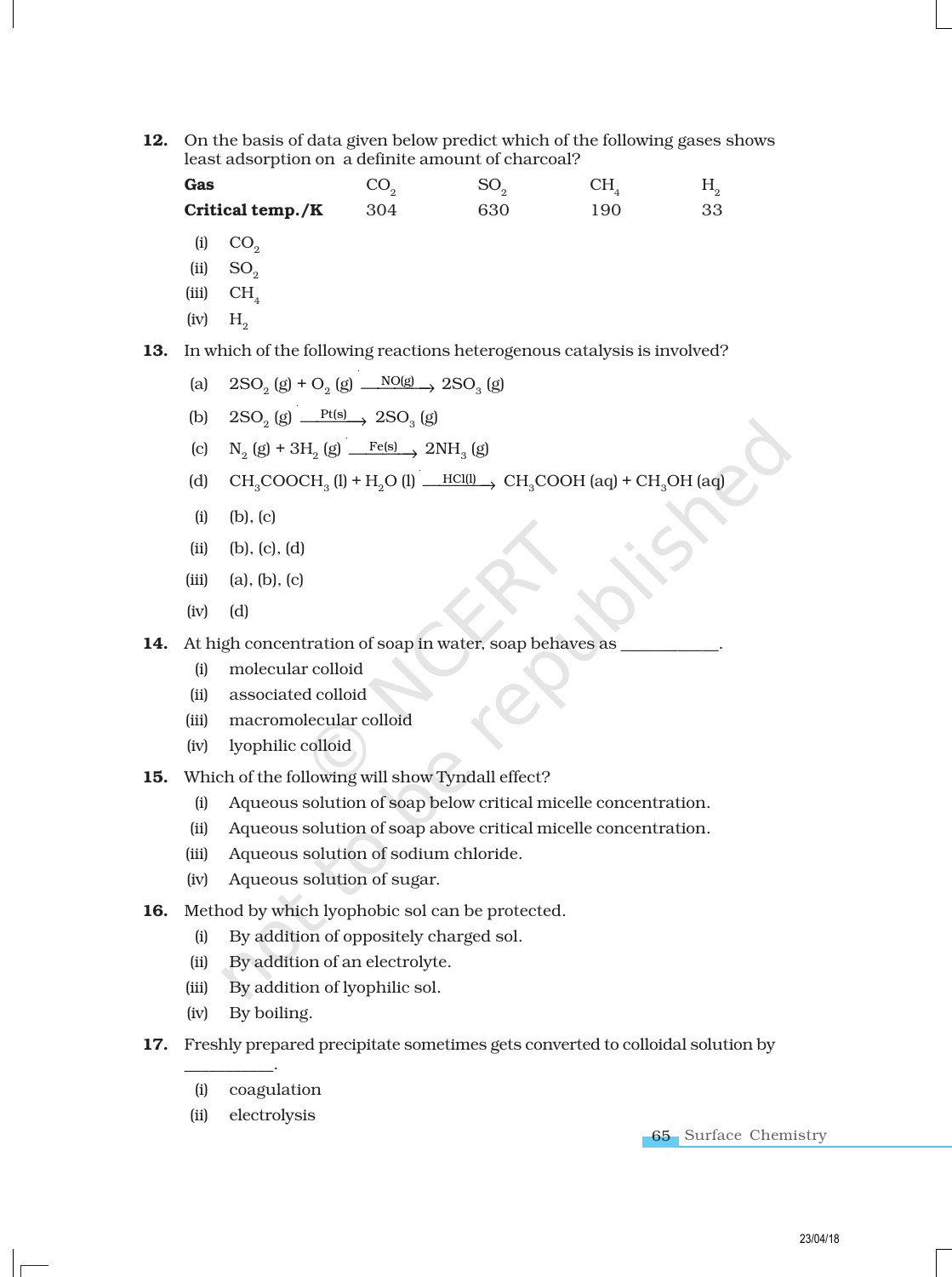12. On the basis of data given below predict which of the following gases shows least adsorption on a definite amount of charcoal?

| Gas | $CO_2$ | $SO_2$ | $CH_4$ | $H_2$ |
|---|---|---|---|---|
| **Critical temp./K** | 304 | 630 | 190 | 33 |

   (i) $CO_2$
   (ii) $SO_2$
   (iii) $CH_4$
   (iv) $H_2$

13. In which of the following reactions heterogenous catalysis is involved?

   (a) $2SO_2\,(g) + O_2\,(g) \xrightarrow{NO(g)} 2SO_3\,(g)$

   (b) $2SO_2\,(g) \xrightarrow{Pt(s)} 2SO_3\,(g)$

   (c) $N_2\,(g) + 3H_2\,(g) \xrightarrow{Fe(s)} 2NH_3\,(g)$

   (d) $CH_3COOCH_3\,(l) + H_2O\,(l) \xrightarrow{HCl(l)} CH_3COOH\,(aq) + CH_3OH\,(aq)$

   (i) (b), (c)
   (ii) (b), (c), (d)
   (iii) (a), (b), (c)
   (iv) (d)

14. At high concentration of soap in water, soap behaves as ____________.
   (i) molecular colloid
   (ii) associated colloid
   (iii) macromolecular colloid
   (iv) lyophilic colloid

15. Which of the following will show Tyndall effect?
   (i) Aqueous solution of soap below critical micelle concentration.
   (ii) Aqueous solution of soap above critical micelle concentration.
   (iii) Aqueous solution of sodium chloride.
   (iv) Aqueous solution of sugar.

16. Method by which lyophobic sol can be protected.
   (i) By addition of oppositely charged sol.
   (ii) By addition of an electrolyte.
   (iii) By addition of lyophilic sol.
   (iv) By boiling.

17. Freshly prepared precipitate sometimes gets converted to colloidal solution by ___________.
   (i) coagulation
   (ii) electrolysis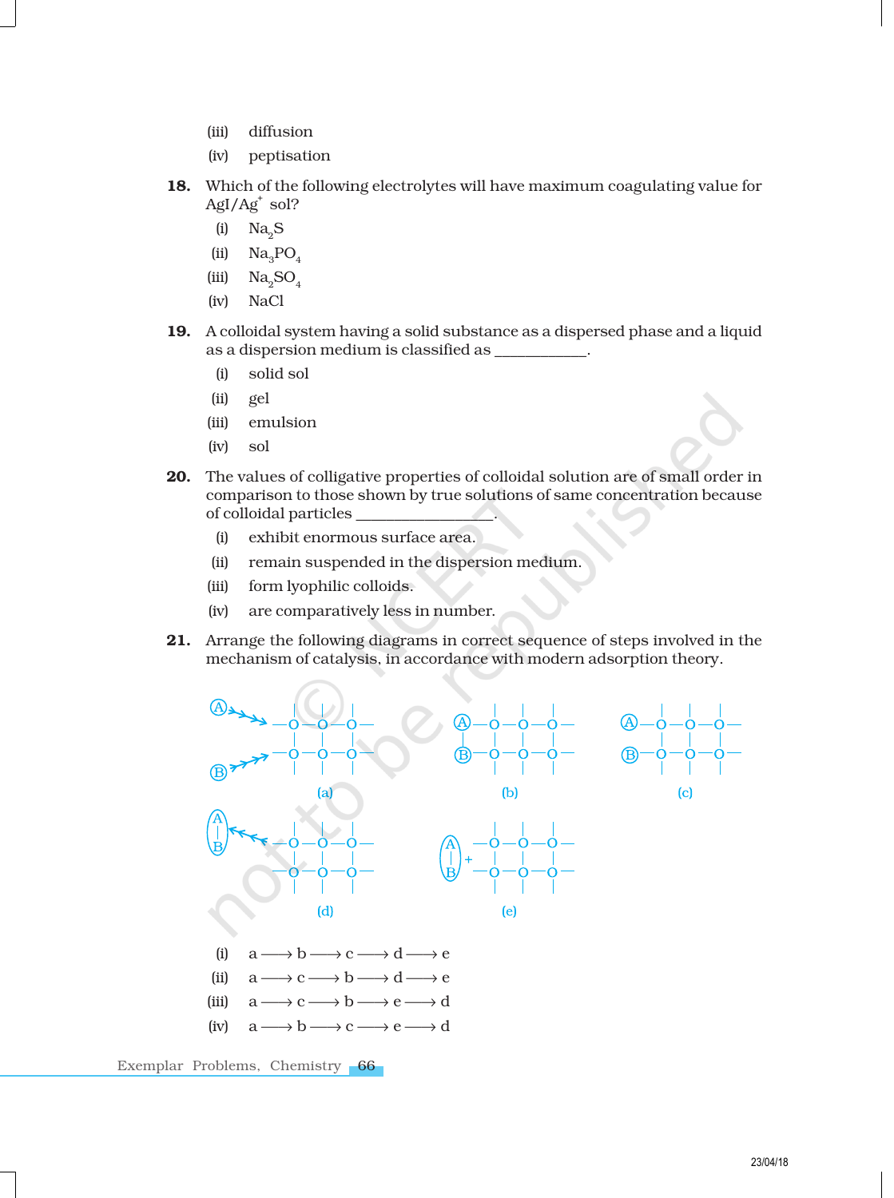(iii) diffusion

(iv) peptisation

**18.** Which of the following electrolytes will have maximum coagulating value for $AgI/Ag^+$ sol?

(i) $Na_2S$

(ii) $Na_3PO_4$

(iii) $Na_2SO_4$

(iv) NaCl

**19.** A colloidal system having a solid substance as a dispersed phase and a liquid as a dispersion medium is classified as ___________.

(i) solid sol

(ii) gel

(iii) emulsion

(iv) sol

**20.** The values of colligative properties of colloidal solution are of small order in comparison to those shown by true solutions of same concentration because of colloidal particles _______________.

(i) exhibit enormous surface area.

(ii) remain suspended in the dispersion medium.

(iii) form lyophilic colloids.

(iv) are comparatively less in number.

**21.** Arrange the following diagrams in correct sequence of steps involved in the mechanism of catalysis, in accordance with modern adsorption theory.

(a) (b) (c)

(d) (e)

(i) a ⟶ b ⟶ c ⟶ d ⟶ e

(ii) a ⟶ c ⟶ b ⟶ d ⟶ e

(iii) a ⟶ c ⟶ b ⟶ e ⟶ d

(iv) a ⟶ b ⟶ c ⟶ e ⟶ d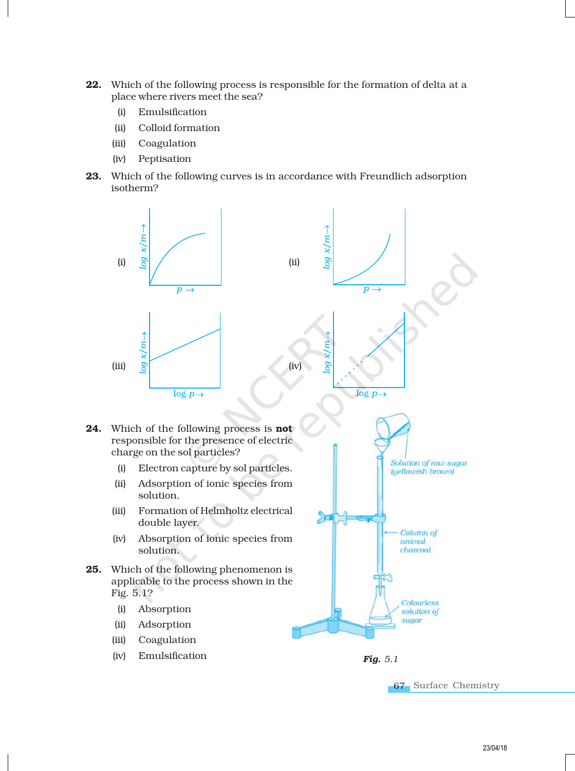**22.** Which of the following process is responsible for the formation of delta at a place where rivers meet the sea?

(i) Emulsification

(ii) Colloid formation

(iii) Coagulation

(iv) Peptisation

**23.** Which of the following curves is in accordance with Freundlich adsorption isotherm?

(i) log $x/m \rightarrow$ vs $p \rightarrow$

(ii) log $x/m \rightarrow$ vs $p \rightarrow$

(iii) log $x/m \rightarrow$ vs log $p \rightarrow$

(iv) log $x/m \rightarrow$ vs log $p \rightarrow$

**24.** Which of the following process is **not** responsible for the presence of electric charge on the sol particles?

(i) Electron capture by sol particles.

(ii) Adsorption of ionic species from solution.

(iii) Formation of Helmholtz electrical double layer.

(iv) Absorption of ionic species from solution.

**25.** Which of the following phenomenon is applicable to the process shown in the Fig. 5.1?

(i) Absorption

(ii) Adsorption

(iii) Coagulation

(iv) Emulsification

Solution of raw sugar (yellowish brown)

Column of animal charcoal

Colourless solution of sugar

***Fig.*** *5.1*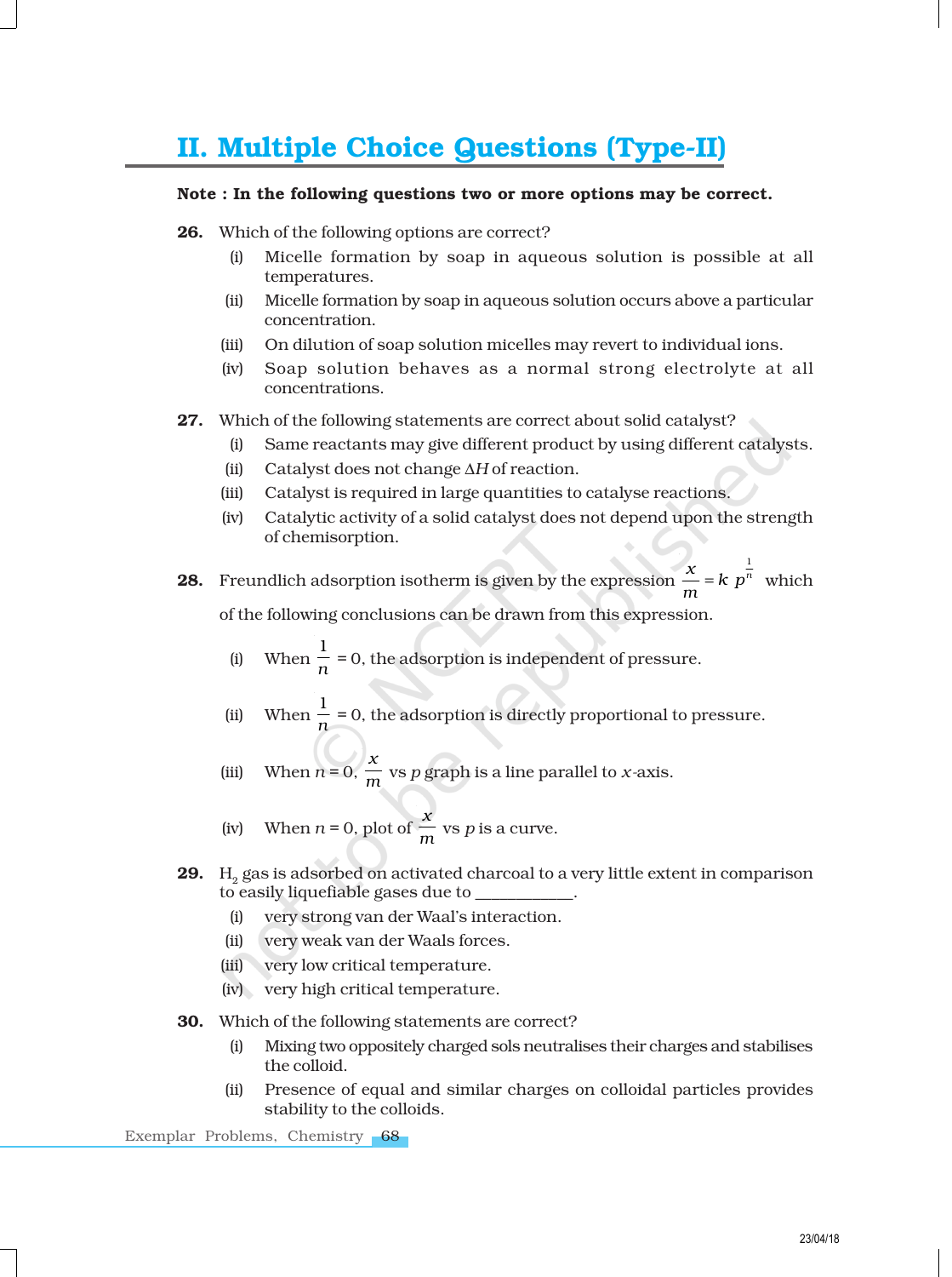## II. Multiple Choice Questions (Type-II)

**Note : In the following questions two or more options may be correct.**

**26.** Which of the following options are correct?

(i) Micelle formation by soap in aqueous solution is possible at all temperatures.

(ii) Micelle formation by soap in aqueous solution occurs above a particular concentration.

(iii) On dilution of soap solution micelles may revert to individual ions.

(iv) Soap solution behaves as a normal strong electrolyte at all concentrations.

**27.** Which of the following statements are correct about solid catalyst?

(i) Same reactants may give different product by using different catalysts.

(ii) Catalyst does not change $\Delta H$ of reaction.

(iii) Catalyst is required in large quantities to catalyse reactions.

(iv) Catalytic activity of a solid catalyst does not depend upon the strength of chemisorption.

**28.** Freundlich adsorption isotherm is given by the expression $\frac{x}{m} = k\ p^{\frac{1}{n}}$ which of the following conclusions can be drawn from this expression.

(i) When $\frac{1}{n} = 0$, the adsorption is independent of pressure.

(ii) When $\frac{1}{n} = 0$, the adsorption is directly proportional to pressure.

(iii) When $n = 0$, $\frac{x}{m}$ vs $p$ graph is a line parallel to $x$-axis.

(iv) When $n = 0$, plot of $\frac{x}{m}$ vs $p$ is a curve.

**29.** $H_2$ gas is adsorbed on activated charcoal to a very little extent in comparison to easily liquefiable gases due to ___________.

(i) very strong van der Waal's interaction.

(ii) very weak van der Waals forces.

(iii) very low critical temperature.

(iv) very high critical temperature.

**30.** Which of the following statements are correct?

(i) Mixing two oppositely charged sols neutralises their charges and stabilises the colloid.

(ii) Presence of equal and similar charges on colloidal particles provides stability to the colloids.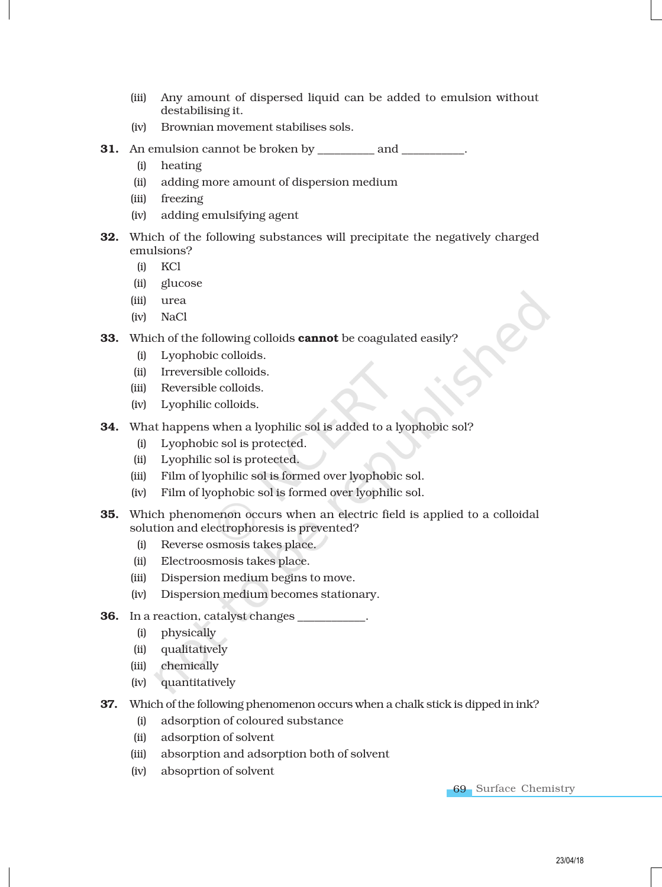(iii) Any amount of dispersed liquid can be added to emulsion without destabilising it.

(iv) Brownian movement stabilises sols.

**31.** An emulsion cannot be broken by __________ and ___________.

(i) heating

(ii) adding more amount of dispersion medium

(iii) freezing

(iv) adding emulsifying agent

**32.** Which of the following substances will precipitate the negatively charged emulsions?

(i) KCl

(ii) glucose

(iii) urea

(iv) NaCl

**33.** Which of the following colloids **cannot** be coagulated easily?

(i) Lyophobic colloids.

(ii) Irreversible colloids.

(iii) Reversible colloids.

(iv) Lyophilic colloids.

**34.** What happens when a lyophilic sol is added to a lyophobic sol?

(i) Lyophobic sol is protected.

(ii) Lyophilic sol is protected.

(iii) Film of lyophilic sol is formed over lyophobic sol.

(iv) Film of lyophobic sol is formed over lyophilic sol.

**35.** Which phenomenon occurs when an electric field is applied to a colloidal solution and electrophoresis is prevented?

(i) Reverse osmosis takes place.

(ii) Electroosmosis takes place.

(iii) Dispersion medium begins to move.

(iv) Dispersion medium becomes stationary.

**36.** In a reaction, catalyst changes ____________.

(i) physically

(ii) qualitatively

(iii) chemically

(iv) quantitatively

**37.** Which of the following phenomenon occurs when a chalk stick is dipped in ink?

(i) adsorption of coloured substance

(ii) adsorption of solvent

(iii) absorption and adsorption both of solvent

(iv) absoprtion of solvent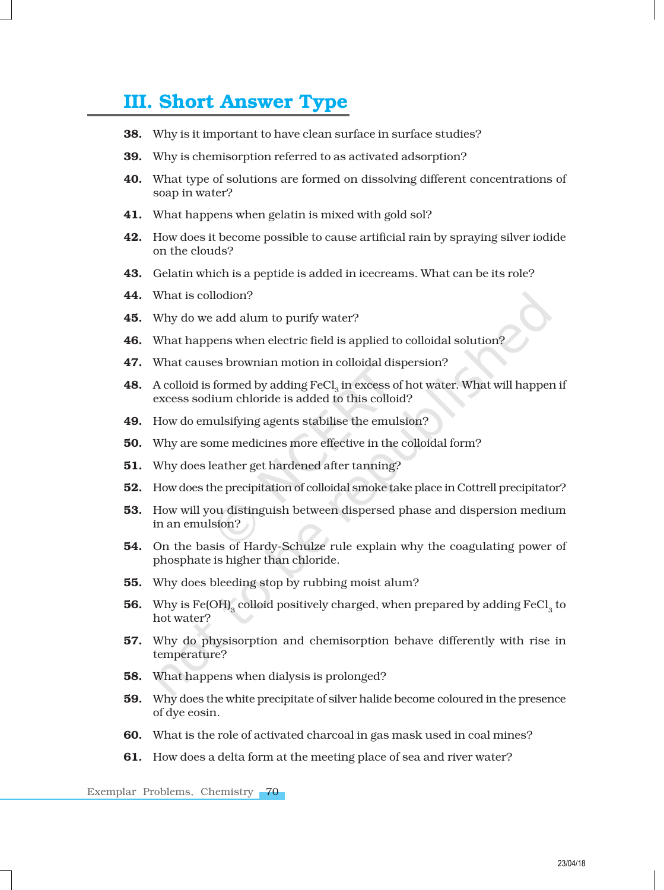## III. Short Answer Type

38. Why is it important to have clean surface in surface studies?

39. Why is chemisorption referred to as activated adsorption?

40. What type of solutions are formed on dissolving different concentrations of soap in water?

41. What happens when gelatin is mixed with gold sol?

42. How does it become possible to cause artificial rain by spraying silver iodide on the clouds?

43. Gelatin which is a peptide is added in icecreams. What can be its role?

44. What is collodion?

45. Why do we add alum to purify water?

46. What happens when electric field is applied to colloidal solution?

47. What causes brownian motion in colloidal dispersion?

48. A colloid is formed by adding $FeCl_3$ in excess of hot water. What will happen if excess sodium chloride is added to this colloid?

49. How do emulsifying agents stabilise the emulsion?

50. Why are some medicines more effective in the colloidal form?

51. Why does leather get hardened after tanning?

52. How does the precipitation of colloidal smoke take place in Cottrell precipitator?

53. How will you distinguish between dispersed phase and dispersion medium in an emulsion?

54. On the basis of Hardy-Schulze rule explain why the coagulating power of phosphate is higher than chloride.

55. Why does bleeding stop by rubbing moist alum?

56. Why is $Fe(OH)_3$ colloid positively charged, when prepared by adding $FeCl_3$ to hot water?

57. Why do physisorption and chemisorption behave differently with rise in temperature?

58. What happens when dialysis is prolonged?

59. Why does the white precipitate of silver halide become coloured in the presence of dye eosin.

60. What is the role of activated charcoal in gas mask used in coal mines?

61. How does a delta form at the meeting place of sea and river water?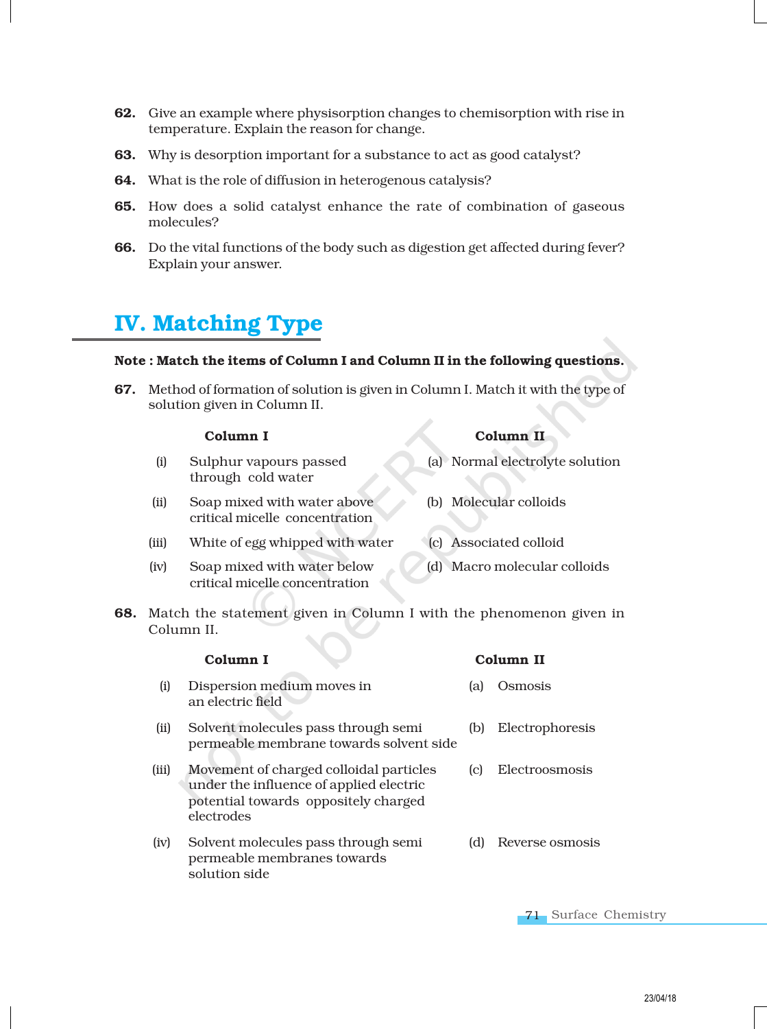62. Give an example where physisorption changes to chemisorption with rise in temperature. Explain the reason for change.

63. Why is desorption important for a substance to act as good catalyst?

64. What is the role of diffusion in heterogenous catalysis?

65. How does a solid catalyst enhance the rate of combination of gaseous molecules?

66. Do the vital functions of the body such as digestion get affected during fever? Explain your answer.

## IV. Matching Type

**Note : Match the items of Column I and Column II in the following questions.**

67. Method of formation of solution is given in Column I. Match it with the type of solution given in Column II.

| Column I | Column II |
|---|---|
| (i) Sulphur vapours passed through cold water | (a) Normal electrolyte solution |
| (ii) Soap mixed with water above critical micelle concentration | (b) Molecular colloids |
| (iii) White of egg whipped with water | (c) Associated colloid |
| (iv) Soap mixed with water below critical micelle concentration | (d) Macro molecular colloids |

68. Match the statement given in Column I with the phenomenon given in Column II.

| Column I | Column II |
|---|---|
| (i) Dispersion medium moves in an electric field | (a) Osmosis |
| (ii) Solvent molecules pass through semi permeable membrane towards solvent side | (b) Electrophoresis |
| (iii) Movement of charged colloidal particles under the influence of applied electric potential towards oppositely charged electrodes | (c) Electroosmosis |
| (iv) Solvent molecules pass through semi permeable membranes towards solution side | (d) Reverse osmosis |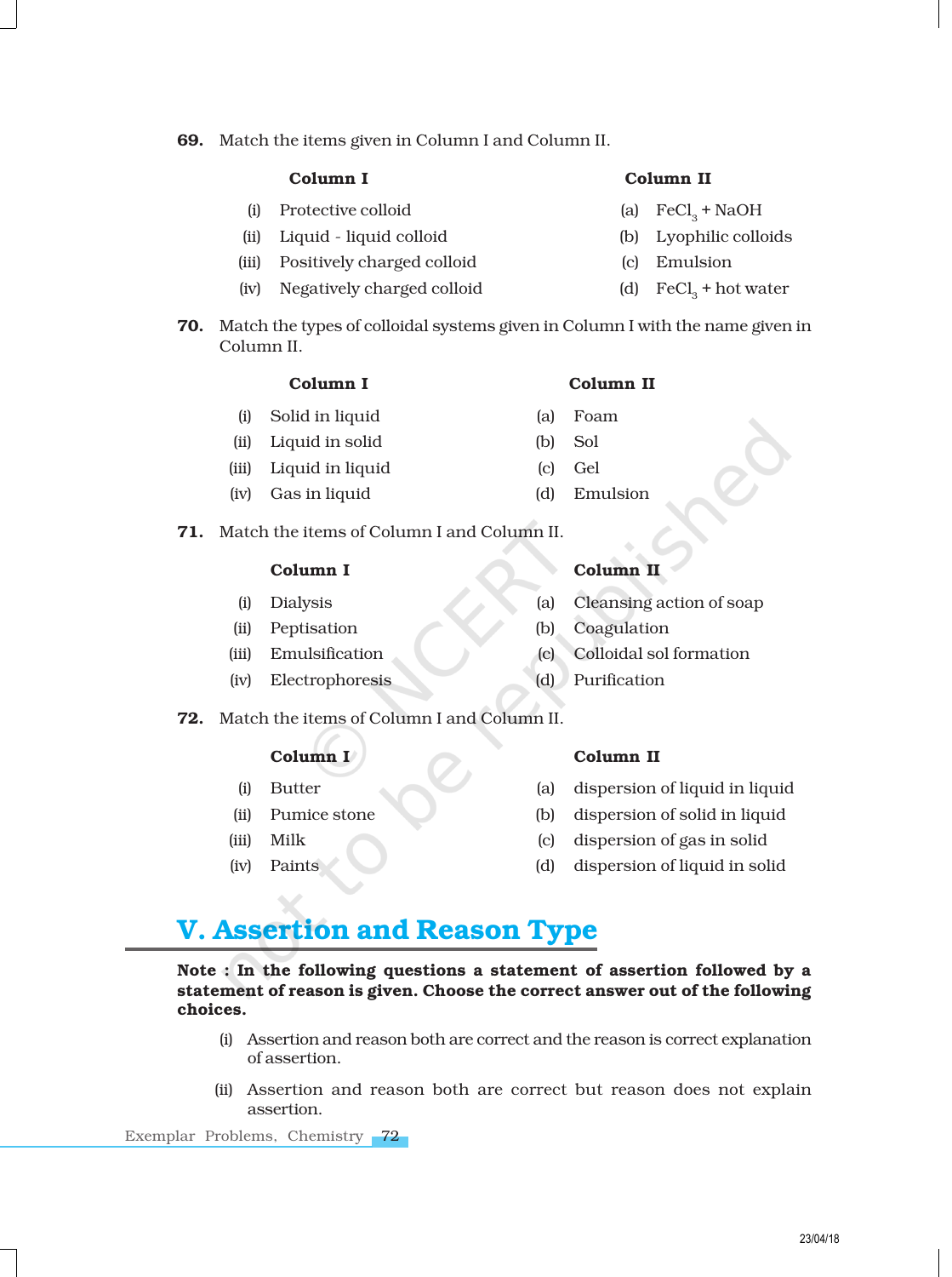**69.** Match the items given in Column I and Column II.

| Column I | Column II |
|---|---|
| (i) Protective colloid | (a) $FeCl_3$ + NaOH |
| (ii) Liquid - liquid colloid | (b) Lyophilic colloids |
| (iii) Positively charged colloid | (c) Emulsion |
| (iv) Negatively charged colloid | (d) $FeCl_3$ + hot water |

**70.** Match the types of colloidal systems given in Column I with the name given in Column II.

| Column I | Column II |
|---|---|
| (i) Solid in liquid | (a) Foam |
| (ii) Liquid in solid | (b) Sol |
| (iii) Liquid in liquid | (c) Gel |
| (iv) Gas in liquid | (d) Emulsion |

**71.** Match the items of Column I and Column II.

| Column I | Column II |
|---|---|
| (i) Dialysis | (a) Cleansing action of soap |
| (ii) Peptisation | (b) Coagulation |
| (iii) Emulsification | (c) Colloidal sol formation |
| (iv) Electrophoresis | (d) Purification |

**72.** Match the items of Column I and Column II.

| Column I | Column II |
|---|---|
| (i) Butter | (a) dispersion of liquid in liquid |
| (ii) Pumice stone | (b) dispersion of solid in liquid |
| (iii) Milk | (c) dispersion of gas in solid |
| (iv) Paints | (d) dispersion of liquid in solid |

## V. Assertion and Reason Type

**Note : In the following questions a statement of assertion followed by a statement of reason is given. Choose the correct answer out of the following choices.**

(i) Assertion and reason both are correct and the reason is correct explanation of assertion.

(ii) Assertion and reason both are correct but reason does not explain assertion.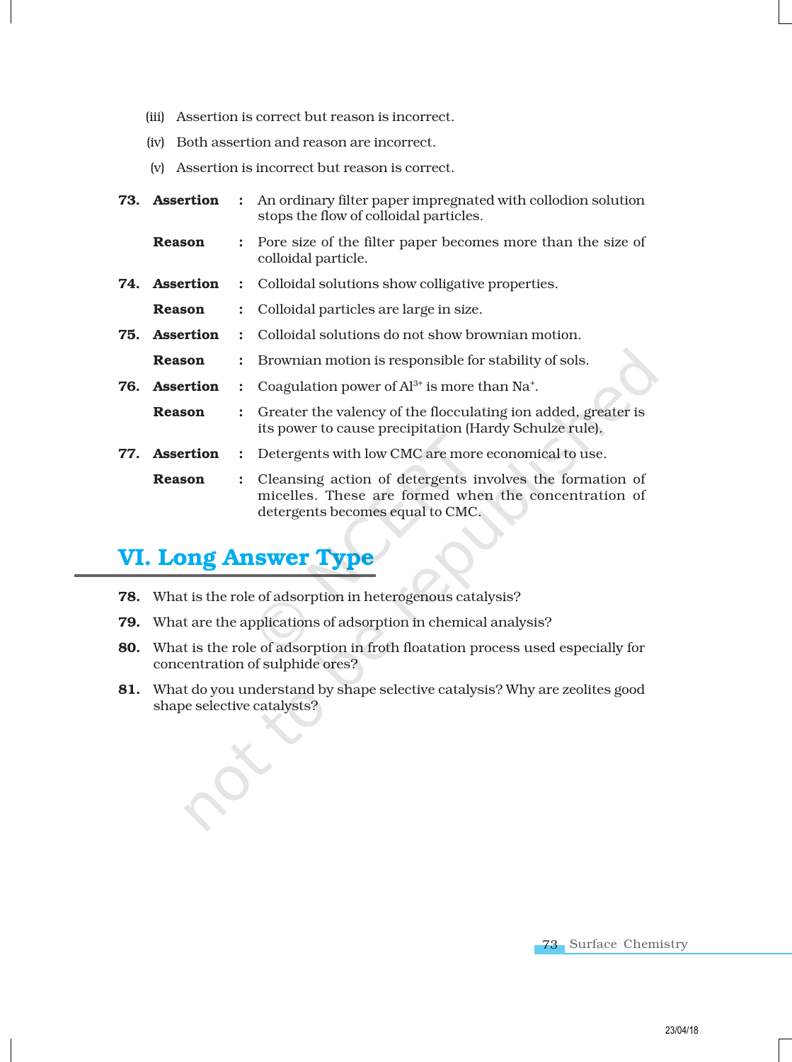(iii) Assertion is correct but reason is incorrect.

(iv) Both assertion and reason are incorrect.

(v) Assertion is incorrect but reason is correct.

**73. Assertion** : An ordinary filter paper impregnated with collodion solution stops the flow of colloidal particles.

**Reason** : Pore size of the filter paper becomes more than the size of colloidal particle.

**74. Assertion** : Colloidal solutions show colligative properties.

**Reason** : Colloidal particles are large in size.

**75. Assertion** : Colloidal solutions do not show brownian motion.

**Reason** : Brownian motion is responsible for stability of sols.

**76. Assertion** : Coagulation power of $Al^{3+}$ is more than $Na^{+}$.

**Reason** : Greater the valency of the flocculating ion added, greater is its power to cause precipitation (Hardy Schulze rule).

**77. Assertion** : Detergents with low CMC are more economical to use.

**Reason** : Cleansing action of detergents involves the formation of micelles. These are formed when the concentration of detergents becomes equal to CMC.

## VI. Long Answer Type

**78.** What is the role of adsorption in heterogenous catalysis?

**79.** What are the applications of adsorption in chemical analysis?

**80.** What is the role of adsorption in froth floatation process used especially for concentration of sulphide ores?

**81.** What do you understand by shape selective catalysis? Why are zeolites good shape selective catalysts?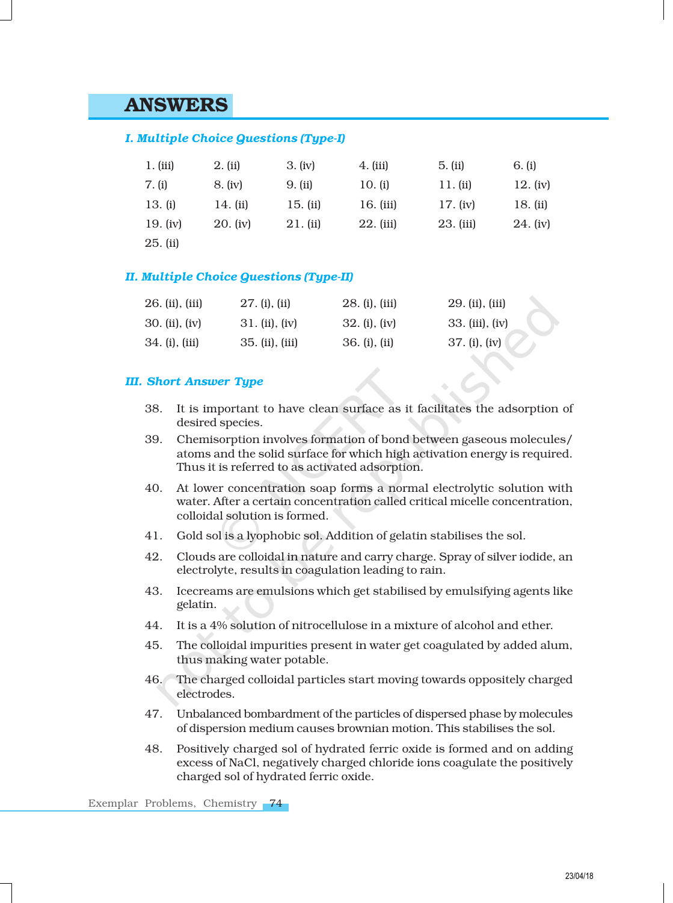# ANSWERS

## *I. Multiple Choice Questions (Type-I)*

| | | | | | |
|---|---|---|---|---|---|
| 1. (iii) | 2. (ii) | 3. (iv) | 4. (iii) | 5. (ii) | 6. (i) |
| 7. (i) | 8. (iv) | 9. (ii) | 10. (i) | 11. (ii) | 12. (iv) |
| 13. (i) | 14. (ii) | 15. (ii) | 16. (iii) | 17. (iv) | 18. (ii) |
| 19. (iv) | 20. (iv) | 21. (ii) | 22. (iii) | 23. (iii) | 24. (iv) |
| 25. (ii) | | | | | |

## *II. Multiple Choice Questions (Type-II)*

| | | | |
|---|---|---|---|
| 26. (ii), (iii) | 27. (i), (ii) | 28. (i), (iii) | 29. (ii), (iii) |
| 30. (ii), (iv) | 31. (ii), (iv) | 32. (i), (iv) | 33. (iii), (iv) |
| 34. (i), (iii) | 35. (ii), (iii) | 36. (i), (ii) | 37. (i), (iv) |

## *III. Short Answer Type*

38. It is important to have clean surface as it facilitates the adsorption of desired species.

39. Chemisorption involves formation of bond between gaseous molecules/ atoms and the solid surface for which high activation energy is required. Thus it is referred to as activated adsorption.

40. At lower concentration soap forms a normal electrolytic solution with water. After a certain concentration called critical micelle concentration, colloidal solution is formed.

41. Gold sol is a lyophobic sol. Addition of gelatin stabilises the sol.

42. Clouds are colloidal in nature and carry charge. Spray of silver iodide, an electrolyte, results in coagulation leading to rain.

43. Icecreams are emulsions which get stabilised by emulsifying agents like gelatin.

44. It is a 4% solution of nitrocellulose in a mixture of alcohol and ether.

45. The colloidal impurities present in water get coagulated by added alum, thus making water potable.

46. The charged colloidal particles start moving towards oppositely charged electrodes.

47. Unbalanced bombardment of the particles of dispersed phase by molecules of dispersion medium causes brownian motion. This stabilises the sol.

48. Positively charged sol of hydrated ferric oxide is formed and on adding excess of NaCl, negatively charged chloride ions coagulate the positively charged sol of hydrated ferric oxide.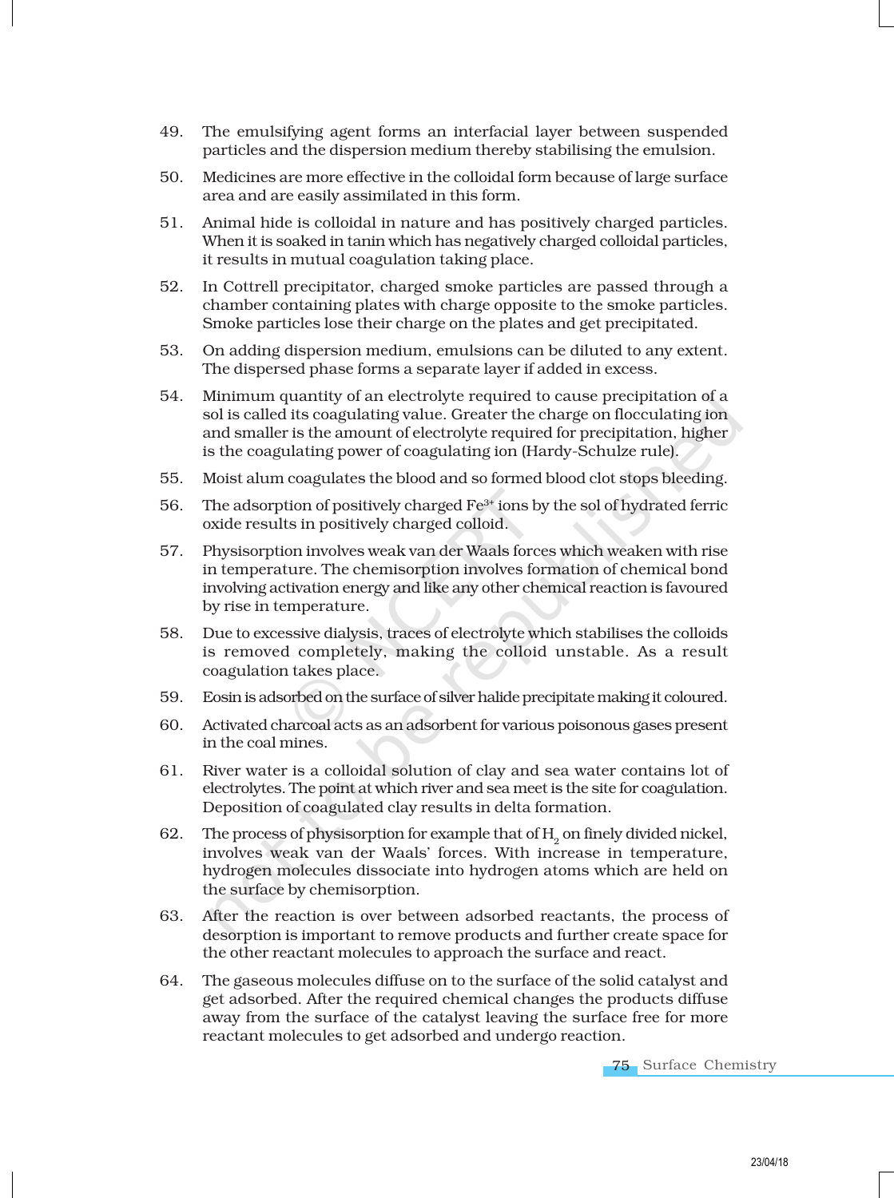49. The emulsifying agent forms an interfacial layer between suspended particles and the dispersion medium thereby stabilising the emulsion.

50. Medicines are more effective in the colloidal form because of large surface area and are easily assimilated in this form.

51. Animal hide is colloidal in nature and has positively charged particles. When it is soaked in tanin which has negatively charged colloidal particles, it results in mutual coagulation taking place.

52. In Cottrell precipitator, charged smoke particles are passed through a chamber containing plates with charge opposite to the smoke particles. Smoke particles lose their charge on the plates and get precipitated.

53. On adding dispersion medium, emulsions can be diluted to any extent. The dispersed phase forms a separate layer if added in excess.

54. Minimum quantity of an electrolyte required to cause precipitation of a sol is called its coagulating value. Greater the charge on flocculating ion and smaller is the amount of electrolyte required for precipitation, higher is the coagulating power of coagulating ion (Hardy-Schulze rule).

55. Moist alum coagulates the blood and so formed blood clot stops bleeding.

56. The adsorption of positively charged $Fe^{3+}$ ions by the sol of hydrated ferric oxide results in positively charged colloid.

57. Physisorption involves weak van der Waals forces which weaken with rise in temperature. The chemisorption involves formation of chemical bond involving activation energy and like any other chemical reaction is favoured by rise in temperature.

58. Due to excessive dialysis, traces of electrolyte which stabilises the colloids is removed completely, making the colloid unstable. As a result coagulation takes place.

59. Eosin is adsorbed on the surface of silver halide precipitate making it coloured.

60. Activated charcoal acts as an adsorbent for various poisonous gases present in the coal mines.

61. River water is a colloidal solution of clay and sea water contains lot of electrolytes. The point at which river and sea meet is the site for coagulation. Deposition of coagulated clay results in delta formation.

62. The process of physisorption for example that of $H_2$ on finely divided nickel, involves weak van der Waals' forces. With increase in temperature, hydrogen molecules dissociate into hydrogen atoms which are held on the surface by chemisorption.

63. After the reaction is over between adsorbed reactants, the process of desorption is important to remove products and further create space for the other reactant molecules to approach the surface and react.

64. The gaseous molecules diffuse on to the surface of the solid catalyst and get adsorbed. After the required chemical changes the products diffuse away from the surface of the catalyst leaving the surface free for more reactant molecules to get adsorbed and undergo reaction.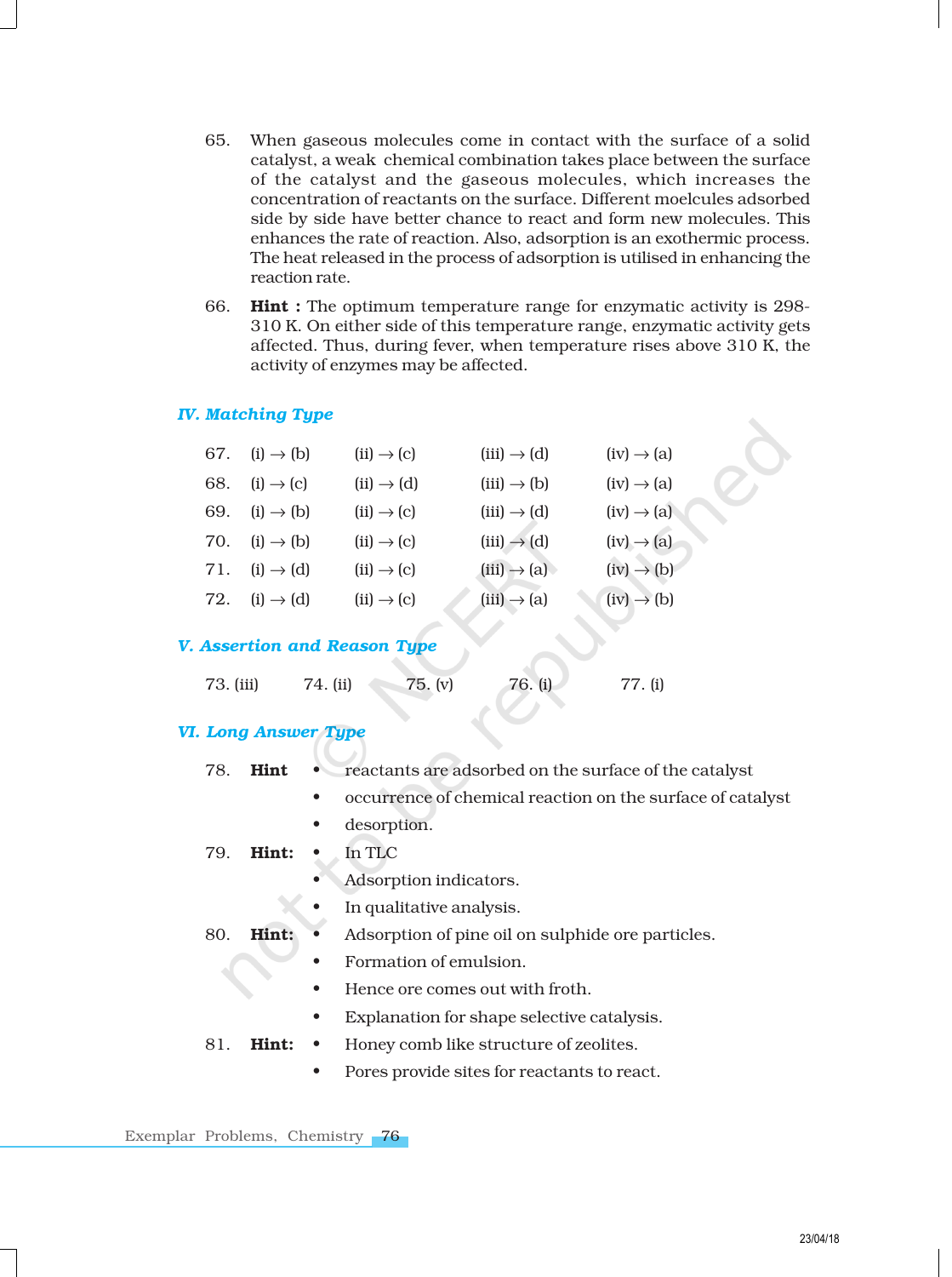65. When gaseous molecules come in contact with the surface of a solid catalyst, a weak chemical combination takes place between the surface of the catalyst and the gaseous molecules, which increases the concentration of reactants on the surface. Different moelcules adsorbed side by side have better chance to react and form new molecules. This enhances the rate of reaction. Also, adsorption is an exothermic process. The heat released in the process of adsorption is utilised in enhancing the reaction rate.

66. **Hint :** The optimum temperature range for enzymatic activity is 298-310 K. On either side of this temperature range, enzymatic activity gets affected. Thus, during fever, when temperature rises above 310 K, the activity of enzymes may be affected.

## *IV. Matching Type*

| | | | | |
|---|---|---|---|---|
| 67. | (i) → (b) | (ii) → (c) | (iii) → (d) | (iv) → (a) |
| 68. | (i) → (c) | (ii) → (d) | (iii) → (b) | (iv) → (a) |
| 69. | (i) → (b) | (ii) → (c) | (iii) → (d) | (iv) → (a) |
| 70. | (i) → (b) | (ii) → (c) | (iii) → (d) | (iv) → (a) |
| 71. | (i) → (d) | (ii) → (c) | (iii) → (a) | (iv) → (b) |
| 72. | (i) → (d) | (ii) → (c) | (iii) → (a) | (iv) → (b) |

## *V. Assertion and Reason Type*

73. (iii) 74. (ii) 75. (v) 76. (i) 77. (i)

## *VI. Long Answer Type*

78. **Hint**
- reactants are adsorbed on the surface of the catalyst
- occurrence of chemical reaction on the surface of catalyst
- desorption.

79. **Hint:**
- In TLC
- Adsorption indicators.
- In qualitative analysis.

80. **Hint:**
- Adsorption of pine oil on sulphide ore particles.
- Formation of emulsion.
- Hence ore comes out with froth.
- Explanation for shape selective catalysis.

81. **Hint:**
- Honey comb like structure of zeolites.
- Pores provide sites for reactants to react.